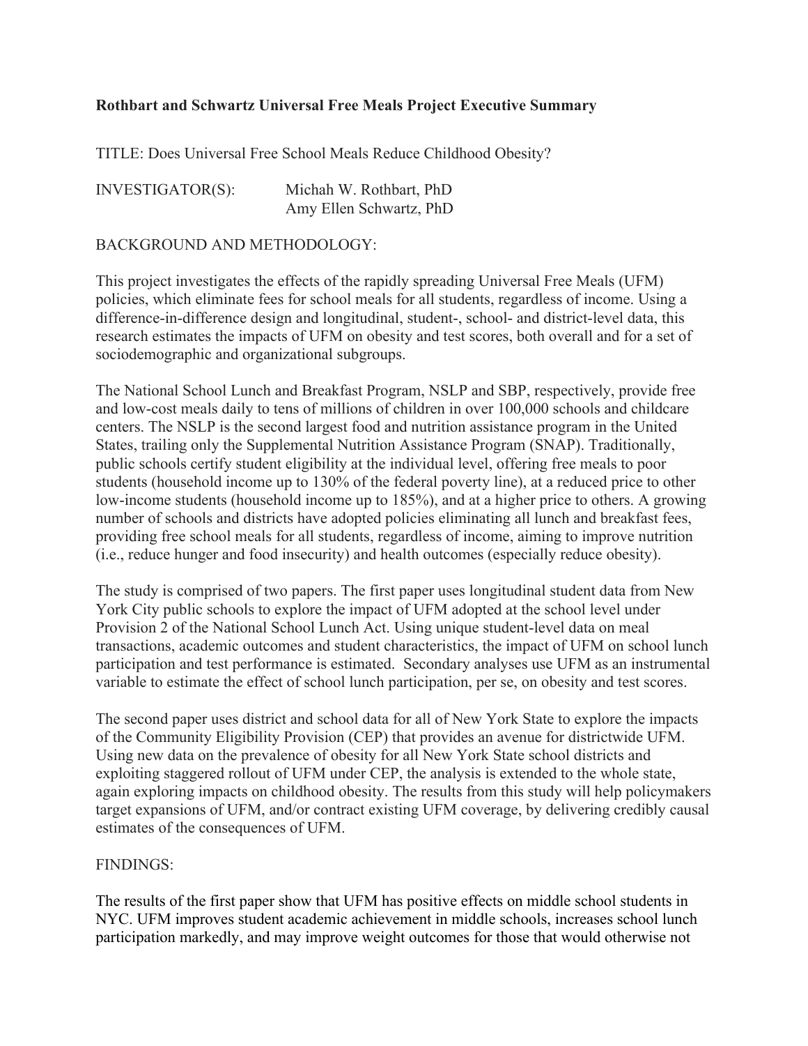**Rothbart and Schwartz Universal Free Meals Project Executive Summary**

TITLE: Does Universal Free School Meals Reduce Childhood Obesity?

INVESTIGATOR(S): Michah W. Rothbart, PhD
Amy Ellen Schwartz, PhD

BACKGROUND AND METHODOLOGY:

This project investigates the effects of the rapidly spreading Universal Free Meals (UFM) policies, which eliminate fees for school meals for all students, regardless of income. Using a difference-in-difference design and longitudinal, student-, school- and district-level data, this research estimates the impacts of UFM on obesity and test scores, both overall and for a set of sociodemographic and organizational subgroups.

The National School Lunch and Breakfast Program, NSLP and SBP, respectively, provide free and low-cost meals daily to tens of millions of children in over 100,000 schools and childcare centers. The NSLP is the second largest food and nutrition assistance program in the United States, trailing only the Supplemental Nutrition Assistance Program (SNAP). Traditionally, public schools certify student eligibility at the individual level, offering free meals to poor students (household income up to 130% of the federal poverty line), at a reduced price to other low-income students (household income up to 185%), and at a higher price to others. A growing number of schools and districts have adopted policies eliminating all lunch and breakfast fees, providing free school meals for all students, regardless of income, aiming to improve nutrition (i.e., reduce hunger and food insecurity) and health outcomes (especially reduce obesity).

The study is comprised of two papers. The first paper uses longitudinal student data from New York City public schools to explore the impact of UFM adopted at the school level under Provision 2 of the National School Lunch Act. Using unique student-level data on meal transactions, academic outcomes and student characteristics, the impact of UFM on school lunch participation and test performance is estimated. Secondary analyses use UFM as an instrumental variable to estimate the effect of school lunch participation, per se, on obesity and test scores.

The second paper uses district and school data for all of New York State to explore the impacts of the Community Eligibility Provision (CEP) that provides an avenue for districtwide UFM. Using new data on the prevalence of obesity for all New York State school districts and exploiting staggered rollout of UFM under CEP, the analysis is extended to the whole state, again exploring impacts on childhood obesity. The results from this study will help policymakers target expansions of UFM, and/or contract existing UFM coverage, by delivering credibly causal estimates of the consequences of UFM.

FINDINGS:

The results of the first paper show that UFM has positive effects on middle school students in NYC. UFM improves student academic achievement in middle schools, increases school lunch participation markedly, and may improve weight outcomes for those that would otherwise not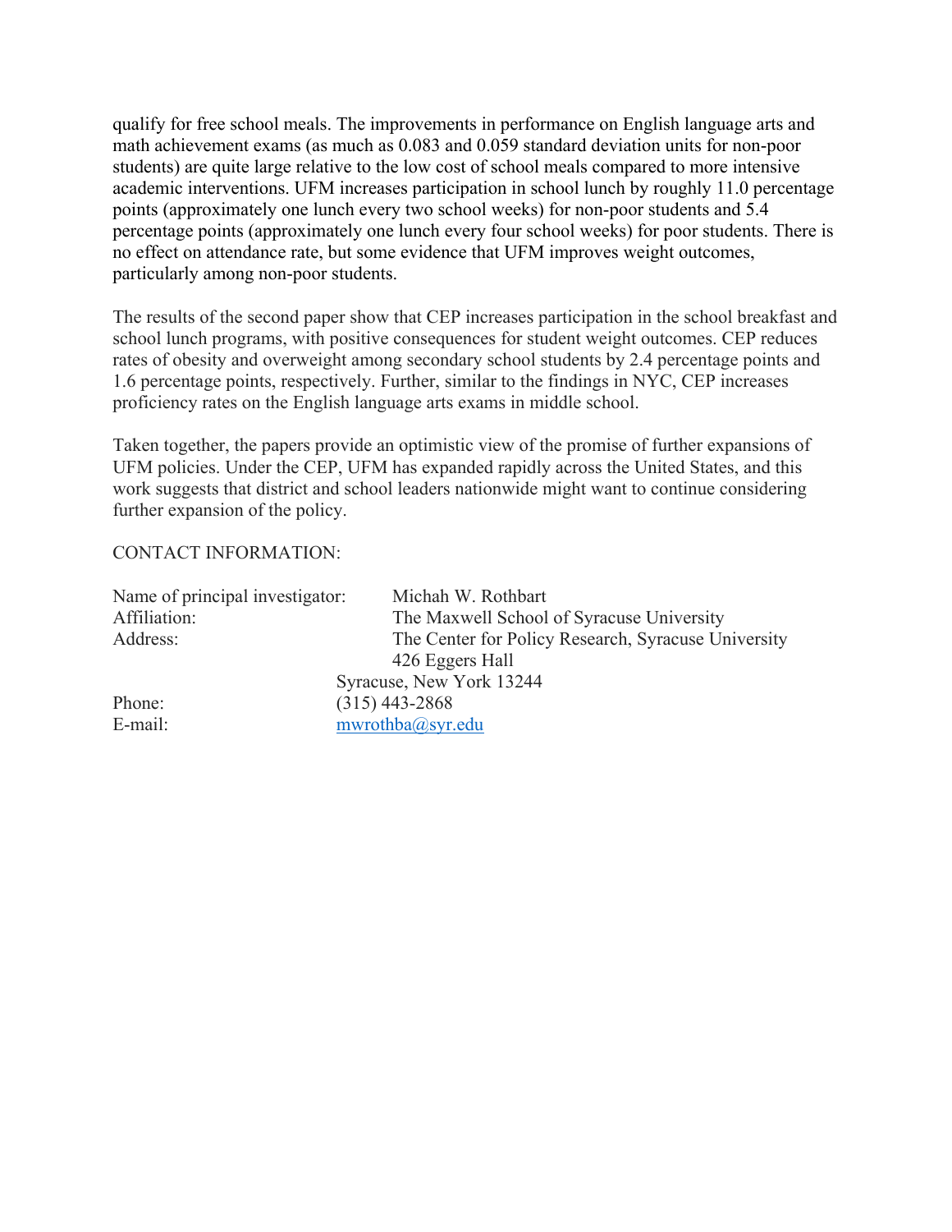qualify for free school meals. The improvements in performance on English language arts and math achievement exams (as much as 0.083 and 0.059 standard deviation units for non-poor students) are quite large relative to the low cost of school meals compared to more intensive academic interventions. UFM increases participation in school lunch by roughly 11.0 percentage points (approximately one lunch every two school weeks) for non-poor students and 5.4 percentage points (approximately one lunch every four school weeks) for poor students. There is no effect on attendance rate, but some evidence that UFM improves weight outcomes, particularly among non-poor students.

The results of the second paper show that CEP increases participation in the school breakfast and school lunch programs, with positive consequences for student weight outcomes. CEP reduces rates of obesity and overweight among secondary school students by 2.4 percentage points and 1.6 percentage points, respectively. Further, similar to the findings in NYC, CEP increases proficiency rates on the English language arts exams in middle school.

Taken together, the papers provide an optimistic view of the promise of further expansions of UFM policies. Under the CEP, UFM has expanded rapidly across the United States, and this work suggests that district and school leaders nationwide might want to continue considering further expansion of the policy.

CONTACT INFORMATION:

Name of principal investigator: Michah W. Rothbart
Affiliation: The Maxwell School of Syracuse University
Address: The Center for Policy Research, Syracuse University
426 Eggers Hall
Syracuse, New York 13244
Phone: (315) 443-2868
E-mail: mwrothba@syr.edu